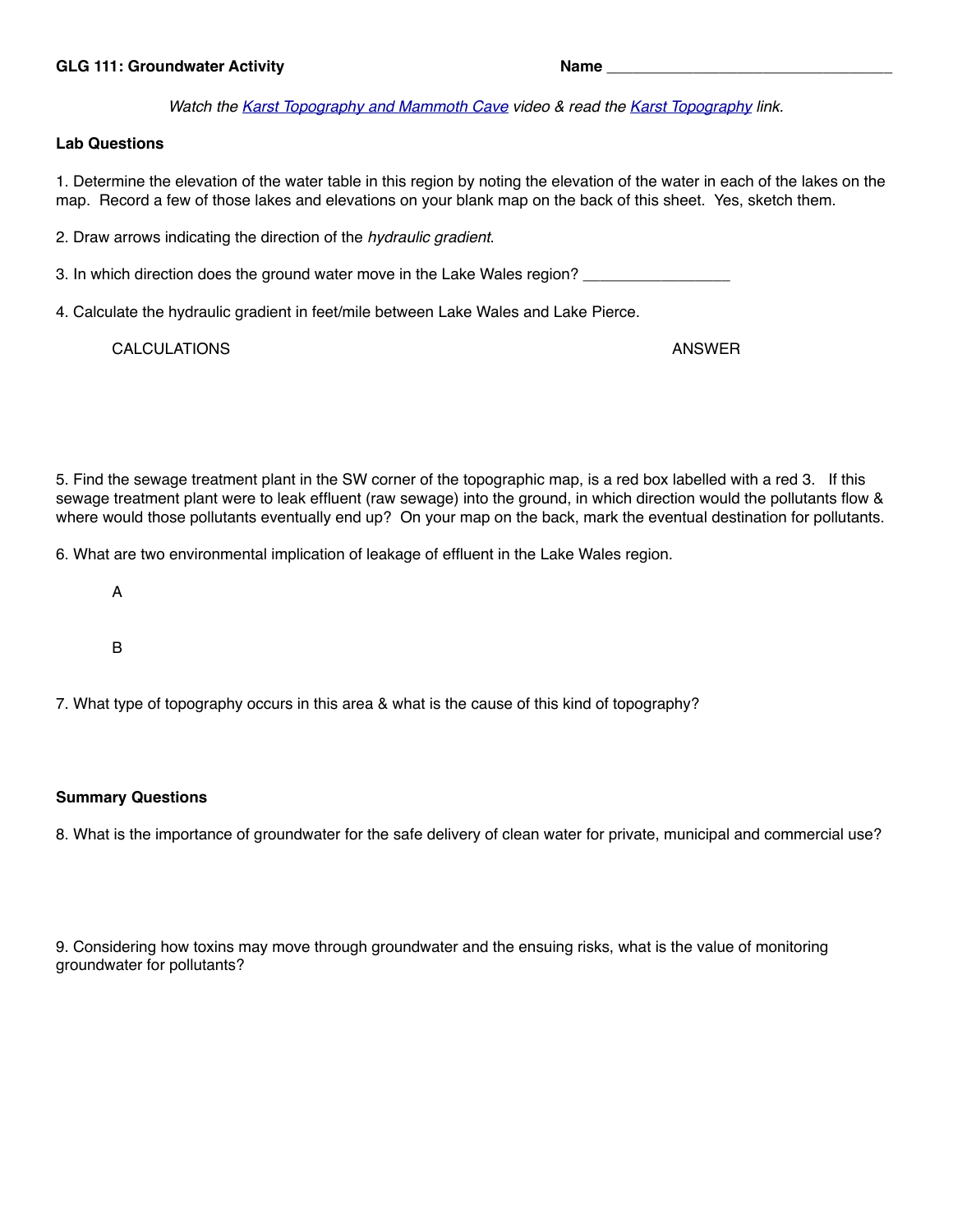**GLG 111: Groundwater Activity** **Name** ___________________________________

*Watch the [Karst Topography and Mammoth Cave]() video & read the [Karst Topography]() link.*

**Lab Questions**

1. Determine the elevation of the water table in this region by noting the elevation of the water in each of the lakes on the map. Record a few of those lakes and elevations on your blank map on the back of this sheet. Yes, sketch them.

2. Draw arrows indicating the direction of the *hydraulic gradient*.

3. In which direction does the ground water move in the Lake Wales region? _________________

4. Calculate the hydraulic gradient in feet/mile between Lake Wales and Lake Pierce.

CALCULATIONS ANSWER

5. Find the sewage treatment plant in the SW corner of the topographic map, is a red box labelled with a red 3. If this sewage treatment plant were to leak effluent (raw sewage) into the ground, in which direction would the pollutants flow & where would those pollutants eventually end up? On your map on the back, mark the eventual destination for pollutants.

6. What are two environmental implication of leakage of effluent in the Lake Wales region.

A

B

7. What type of topography occurs in this area & what is the cause of this kind of topography?

**Summary Questions**

8. What is the importance of groundwater for the safe delivery of clean water for private, municipal and commercial use?

9. Considering how toxins may move through groundwater and the ensuing risks, what is the value of monitoring groundwater for pollutants?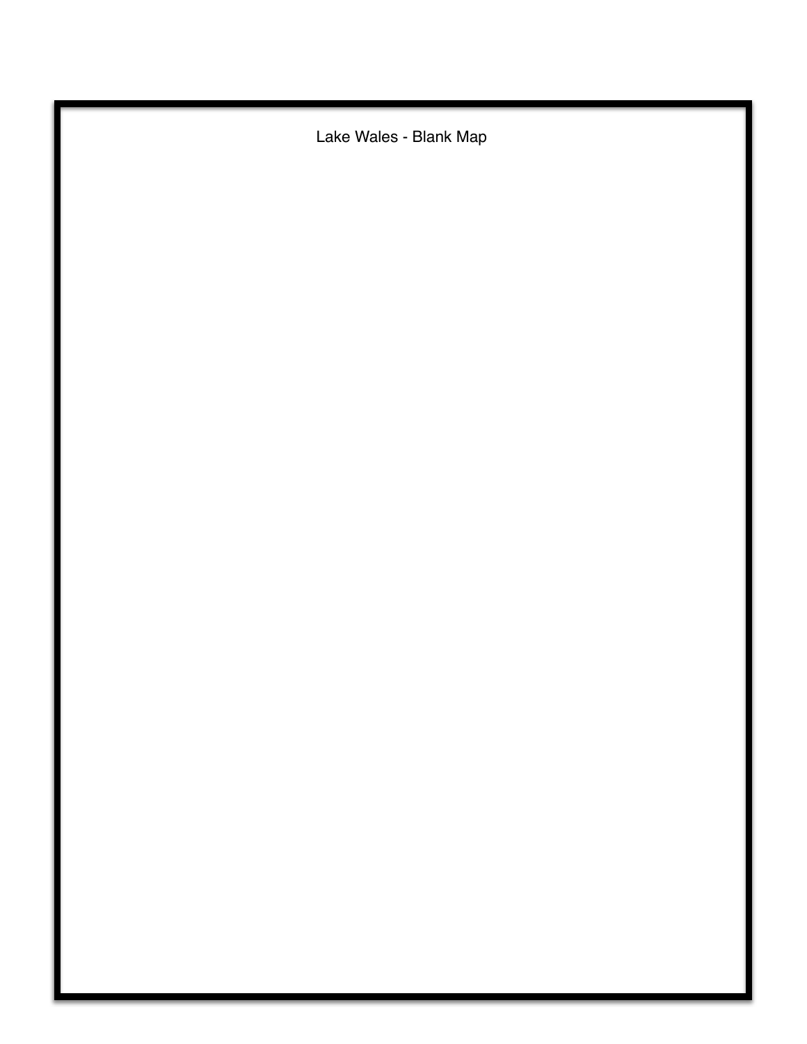Lake Wales - Blank Map